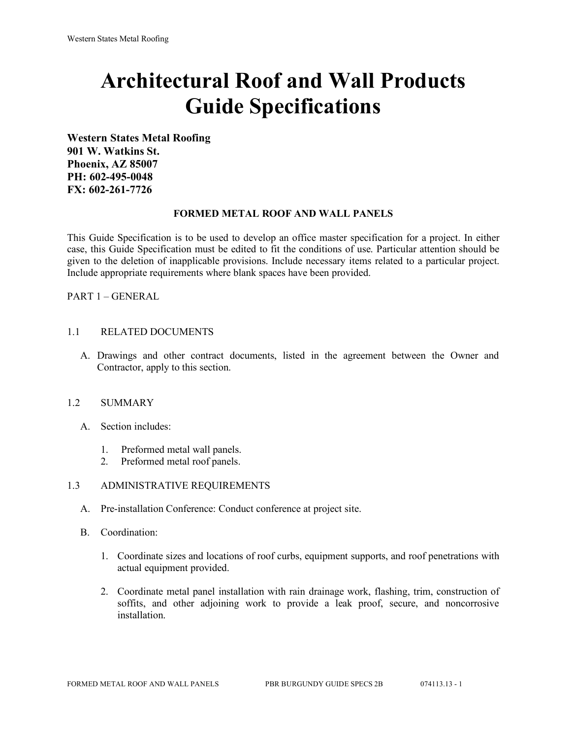# Architectural Roof and Wall Products Guide Specifications

**Western States Metal Roofing**
**901 W. Watkins St.**
**Phoenix, AZ 85007**
**PH: 602-495-0048**
**FX: 602-261-7726**

**FORMED METAL ROOF AND WALL PANELS**

This Guide Specification is to be used to develop an office master specification for a project. In either case, this Guide Specification must be edited to fit the conditions of use. Particular attention should be given to the deletion of inapplicable provisions. Include necessary items related to a particular project. Include appropriate requirements where blank spaces have been provided.

PART 1 – GENERAL

1.1 RELATED DOCUMENTS

A. Drawings and other contract documents, listed in the agreement between the Owner and Contractor, apply to this section.

1.2 SUMMARY

A. Section includes:

1. Preformed metal wall panels.
2. Preformed metal roof panels.

1.3 ADMINISTRATIVE REQUIREMENTS

A. Pre-installation Conference: Conduct conference at project site.

B. Coordination:

1. Coordinate sizes and locations of roof curbs, equipment supports, and roof penetrations with actual equipment provided.

2. Coordinate metal panel installation with rain drainage work, flashing, trim, construction of soffits, and other adjoining work to provide a leak proof, secure, and noncorrosive installation.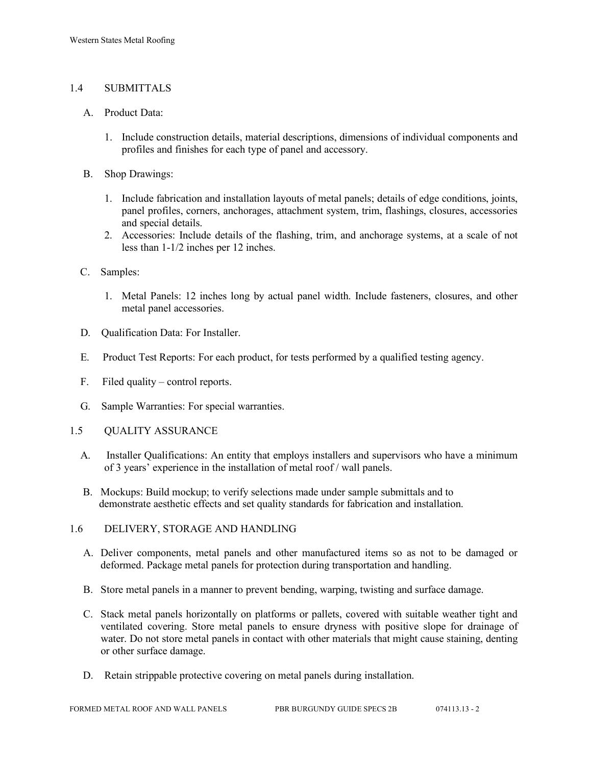## 1.4 SUBMITTALS

A. Product Data:

1. Include construction details, material descriptions, dimensions of individual components and profiles and finishes for each type of panel and accessory.

B. Shop Drawings:

1. Include fabrication and installation layouts of metal panels; details of edge conditions, joints, panel profiles, corners, anchorages, attachment system, trim, flashings, closures, accessories and special details.
2. Accessories: Include details of the flashing, trim, and anchorage systems, at a scale of not less than 1-1/2 inches per 12 inches.

C. Samples:

1. Metal Panels: 12 inches long by actual panel width. Include fasteners, closures, and other metal panel accessories.

D. Qualification Data: For Installer.

E. Product Test Reports: For each product, for tests performed by a qualified testing agency.

F. Filed quality – control reports.

G. Sample Warranties: For special warranties.

## 1.5 QUALITY ASSURANCE

A. Installer Qualifications: An entity that employs installers and supervisors who have a minimum of 3 years' experience in the installation of metal roof / wall panels.

B. Mockups: Build mockup; to verify selections made under sample submittals and to demonstrate aesthetic effects and set quality standards for fabrication and installation.

## 1.6 DELIVERY, STORAGE AND HANDLING

A. Deliver components, metal panels and other manufactured items so as not to be damaged or deformed. Package metal panels for protection during transportation and handling.

B. Store metal panels in a manner to prevent bending, warping, twisting and surface damage.

C. Stack metal panels horizontally on platforms or pallets, covered with suitable weather tight and ventilated covering. Store metal panels to ensure dryness with positive slope for drainage of water. Do not store metal panels in contact with other materials that might cause staining, denting or other surface damage.

D. Retain strippable protective covering on metal panels during installation.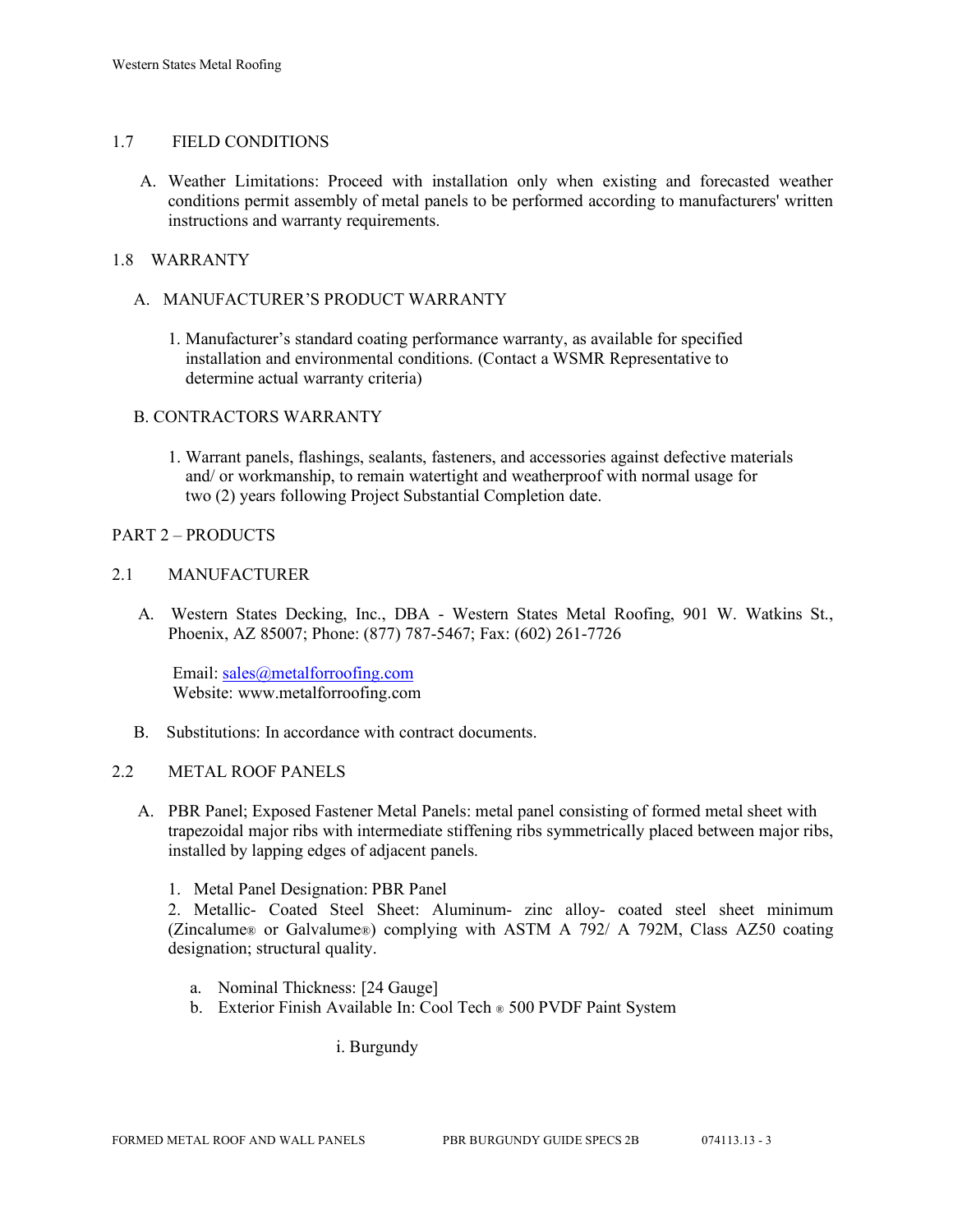## 1.7 FIELD CONDITIONS

A. Weather Limitations: Proceed with installation only when existing and forecasted weather conditions permit assembly of metal panels to be performed according to manufacturers' written instructions and warranty requirements.

## 1.8 WARRANTY

A. MANUFACTURER'S PRODUCT WARRANTY

1. Manufacturer's standard coating performance warranty, as available for specified installation and environmental conditions. (Contact a WSMR Representative to determine actual warranty criteria)

B. CONTRACTORS WARRANTY

1. Warrant panels, flashings, sealants, fasteners, and accessories against defective materials and/ or workmanship, to remain watertight and weatherproof with normal usage for two (2) years following Project Substantial Completion date.

# PART 2 – PRODUCTS

## 2.1 MANUFACTURER

A. Western States Decking, Inc., DBA - Western States Metal Roofing, 901 W. Watkins St., Phoenix, AZ 85007; Phone: (877) 787-5467; Fax: (602) 261-7726

Email: sales@metalforroofing.com
Website: www.metalforroofing.com

B. Substitutions: In accordance with contract documents.

## 2.2 METAL ROOF PANELS

A. PBR Panel; Exposed Fastener Metal Panels: metal panel consisting of formed metal sheet with trapezoidal major ribs with intermediate stiffening ribs symmetrically placed between major ribs, installed by lapping edges of adjacent panels.

1. Metal Panel Designation: PBR Panel
2. Metallic- Coated Steel Sheet: Aluminum- zinc alloy- coated steel sheet minimum (Zincalume® or Galvalume®) complying with ASTM A 792/ A 792M, Class AZ50 coating designation; structural quality.

   a. Nominal Thickness: [24 Gauge]
   b. Exterior Finish Available In: Cool Tech ® 500 PVDF Paint System

      i. Burgundy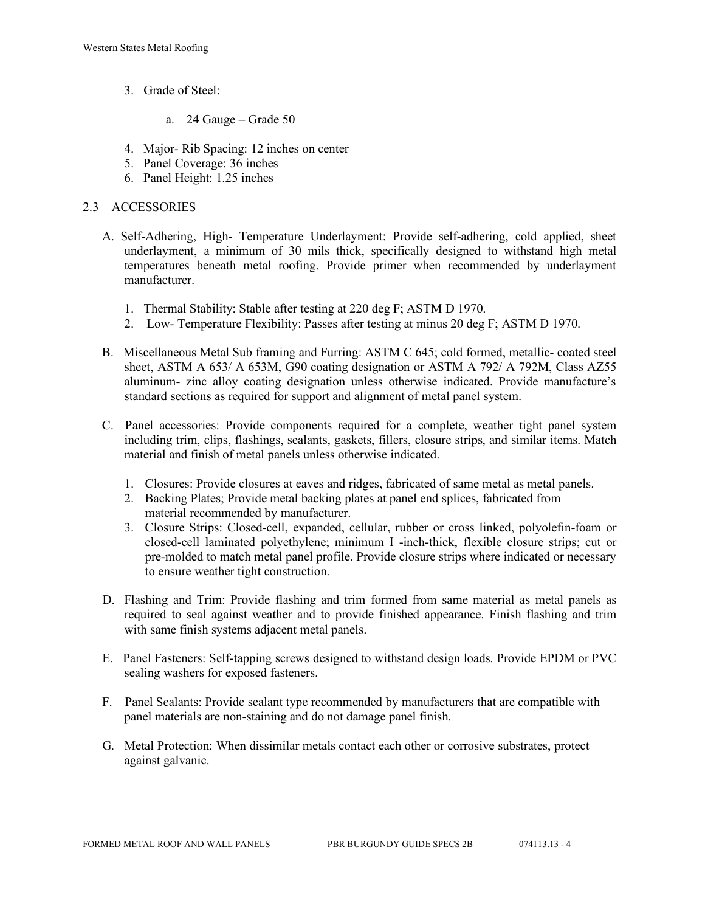3. Grade of Steel:

    a. 24 Gauge – Grade 50

4. Major- Rib Spacing: 12 inches on center
5. Panel Coverage: 36 inches
6. Panel Height: 1.25 inches

## 2.3 ACCESSORIES

A. Self-Adhering, High- Temperature Underlayment: Provide self-adhering, cold applied, sheet underlayment, a minimum of 30 mils thick, specifically designed to withstand high metal temperatures beneath metal roofing. Provide primer when recommended by underlayment manufacturer.

    1. Thermal Stability: Stable after testing at 220 deg F; ASTM D 1970.
    2. Low- Temperature Flexibility: Passes after testing at minus 20 deg F; ASTM D 1970.

B. Miscellaneous Metal Sub framing and Furring: ASTM C 645; cold formed, metallic- coated steel sheet, ASTM A 653/ A 653M, G90 coating designation or ASTM A 792/ A 792M, Class AZ55 aluminum- zinc alloy coating designation unless otherwise indicated. Provide manufacture's standard sections as required for support and alignment of metal panel system.

C. Panel accessories: Provide components required for a complete, weather tight panel system including trim, clips, flashings, sealants, gaskets, fillers, closure strips, and similar items. Match material and finish of metal panels unless otherwise indicated.

    1. Closures: Provide closures at eaves and ridges, fabricated of same metal as metal panels.
    2. Backing Plates; Provide metal backing plates at panel end splices, fabricated from material recommended by manufacturer.
    3. Closure Strips: Closed-cell, expanded, cellular, rubber or cross linked, polyolefin-foam or closed-cell laminated polyethylene; minimum I -inch-thick, flexible closure strips; cut or pre-molded to match metal panel profile. Provide closure strips where indicated or necessary to ensure weather tight construction.

D. Flashing and Trim: Provide flashing and trim formed from same material as metal panels as required to seal against weather and to provide finished appearance. Finish flashing and trim with same finish systems adjacent metal panels.

E. Panel Fasteners: Self-tapping screws designed to withstand design loads. Provide EPDM or PVC sealing washers for exposed fasteners.

F. Panel Sealants: Provide sealant type recommended by manufacturers that are compatible with panel materials are non-staining and do not damage panel finish.

G. Metal Protection: When dissimilar metals contact each other or corrosive substrates, protect against galvanic.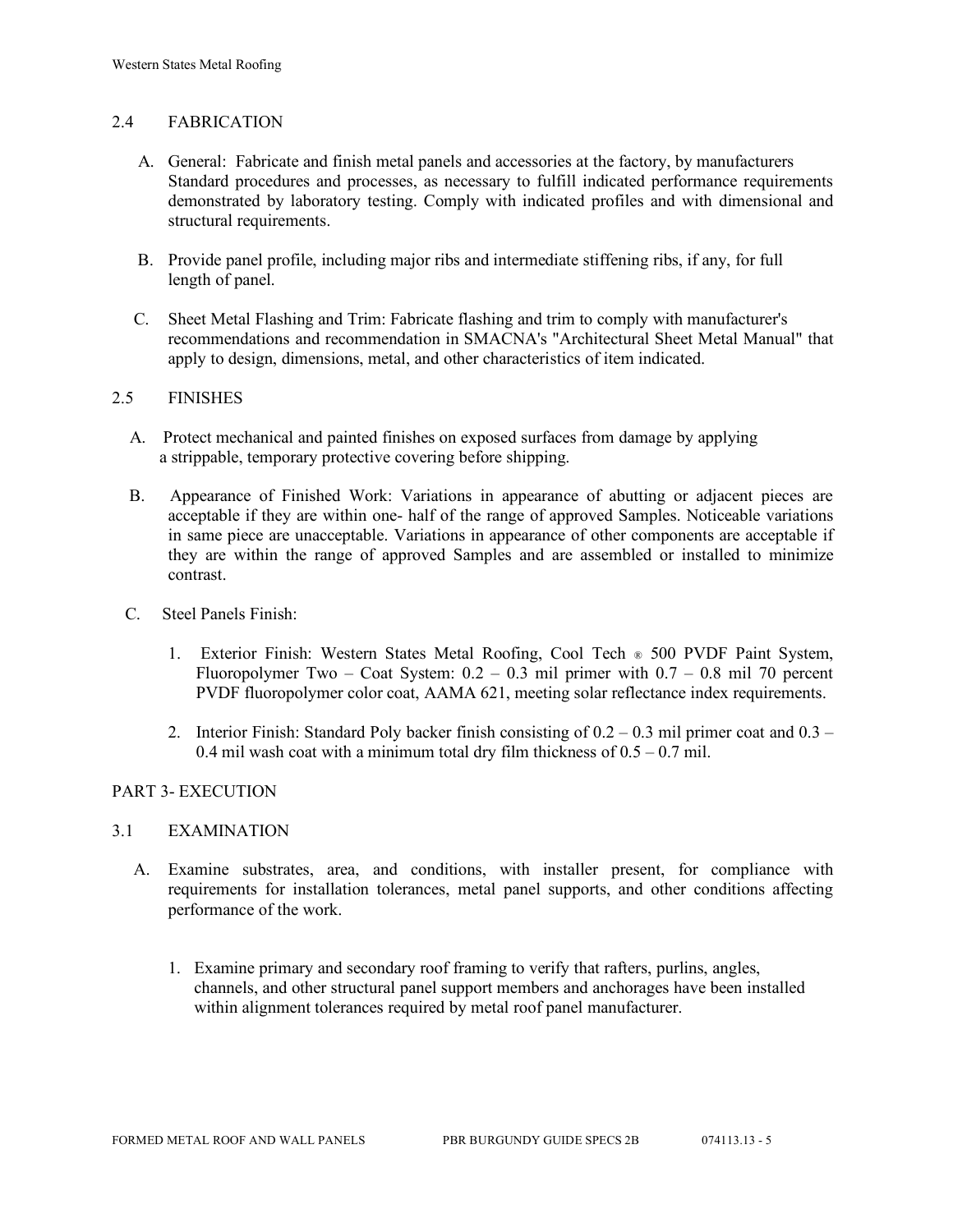## 2.4 FABRICATION

A. General: Fabricate and finish metal panels and accessories at the factory, by manufacturers Standard procedures and processes, as necessary to fulfill indicated performance requirements demonstrated by laboratory testing. Comply with indicated profiles and with dimensional and structural requirements.

B. Provide panel profile, including major ribs and intermediate stiffening ribs, if any, for full length of panel.

C. Sheet Metal Flashing and Trim: Fabricate flashing and trim to comply with manufacturer's recommendations and recommendation in SMACNA's "Architectural Sheet Metal Manual" that apply to design, dimensions, metal, and other characteristics of item indicated.

## 2.5 FINISHES

A. Protect mechanical and painted finishes on exposed surfaces from damage by applying a strippable, temporary protective covering before shipping.

B. Appearance of Finished Work: Variations in appearance of abutting or adjacent pieces are acceptable if they are within one- half of the range of approved Samples. Noticeable variations in same piece are unacceptable. Variations in appearance of other components are acceptable if they are within the range of approved Samples and are assembled or installed to minimize contrast.

C. Steel Panels Finish:

1. Exterior Finish: Western States Metal Roofing, Cool Tech ® 500 PVDF Paint System, Fluoropolymer Two – Coat System: 0.2 – 0.3 mil primer with 0.7 – 0.8 mil 70 percent PVDF fluoropolymer color coat, AAMA 621, meeting solar reflectance index requirements.

2. Interior Finish: Standard Poly backer finish consisting of 0.2 – 0.3 mil primer coat and 0.3 – 0.4 mil wash coat with a minimum total dry film thickness of 0.5 – 0.7 mil.

# PART 3- EXECUTION

## 3.1 EXAMINATION

A. Examine substrates, area, and conditions, with installer present, for compliance with requirements for installation tolerances, metal panel supports, and other conditions affecting performance of the work.

1. Examine primary and secondary roof framing to verify that rafters, purlins, angles, channels, and other structural panel support members and anchorages have been installed within alignment tolerances required by metal roof panel manufacturer.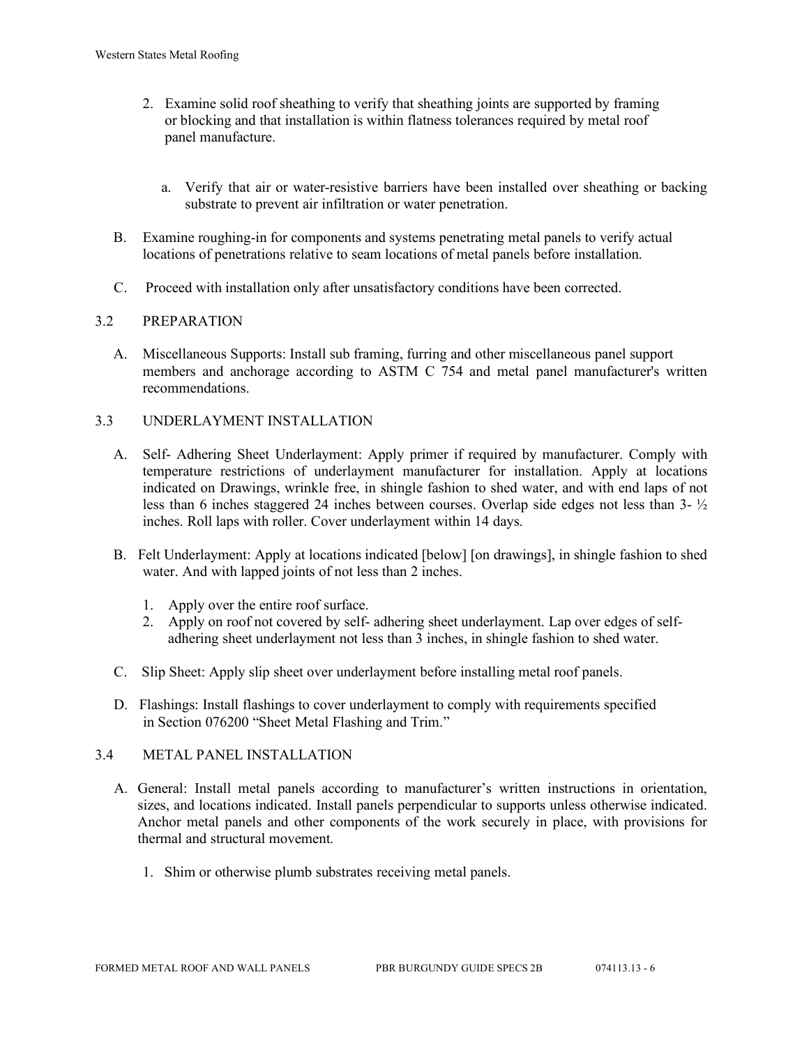2. Examine solid roof sheathing to verify that sheathing joints are supported by framing or blocking and that installation is within flatness tolerances required by metal roof panel manufacture.

   a. Verify that air or water-resistive barriers have been installed over sheathing or backing substrate to prevent air infiltration or water penetration.

B. Examine roughing-in for components and systems penetrating metal panels to verify actual locations of penetrations relative to seam locations of metal panels before installation.

C. Proceed with installation only after unsatisfactory conditions have been corrected.

## 3.2 PREPARATION

A. Miscellaneous Supports: Install sub framing, furring and other miscellaneous panel support members and anchorage according to ASTM C 754 and metal panel manufacturer's written recommendations.

## 3.3 UNDERLAYMENT INSTALLATION

A. Self- Adhering Sheet Underlayment: Apply primer if required by manufacturer. Comply with temperature restrictions of underlayment manufacturer for installation. Apply at locations indicated on Drawings, wrinkle free, in shingle fashion to shed water, and with end laps of not less than 6 inches staggered 24 inches between courses. Overlap side edges not less than 3- ½ inches. Roll laps with roller. Cover underlayment within 14 days.

B. Felt Underlayment: Apply at locations indicated [below] [on drawings], in shingle fashion to shed water. And with lapped joints of not less than 2 inches.

   1. Apply over the entire roof surface.
   2. Apply on roof not covered by self- adhering sheet underlayment. Lap over edges of self- adhering sheet underlayment not less than 3 inches, in shingle fashion to shed water.

C. Slip Sheet: Apply slip sheet over underlayment before installing metal roof panels.

D. Flashings: Install flashings to cover underlayment to comply with requirements specified in Section 076200 "Sheet Metal Flashing and Trim."

## 3.4 METAL PANEL INSTALLATION

A. General: Install metal panels according to manufacturer's written instructions in orientation, sizes, and locations indicated. Install panels perpendicular to supports unless otherwise indicated. Anchor metal panels and other components of the work securely in place, with provisions for thermal and structural movement.

   1. Shim or otherwise plumb substrates receiving metal panels.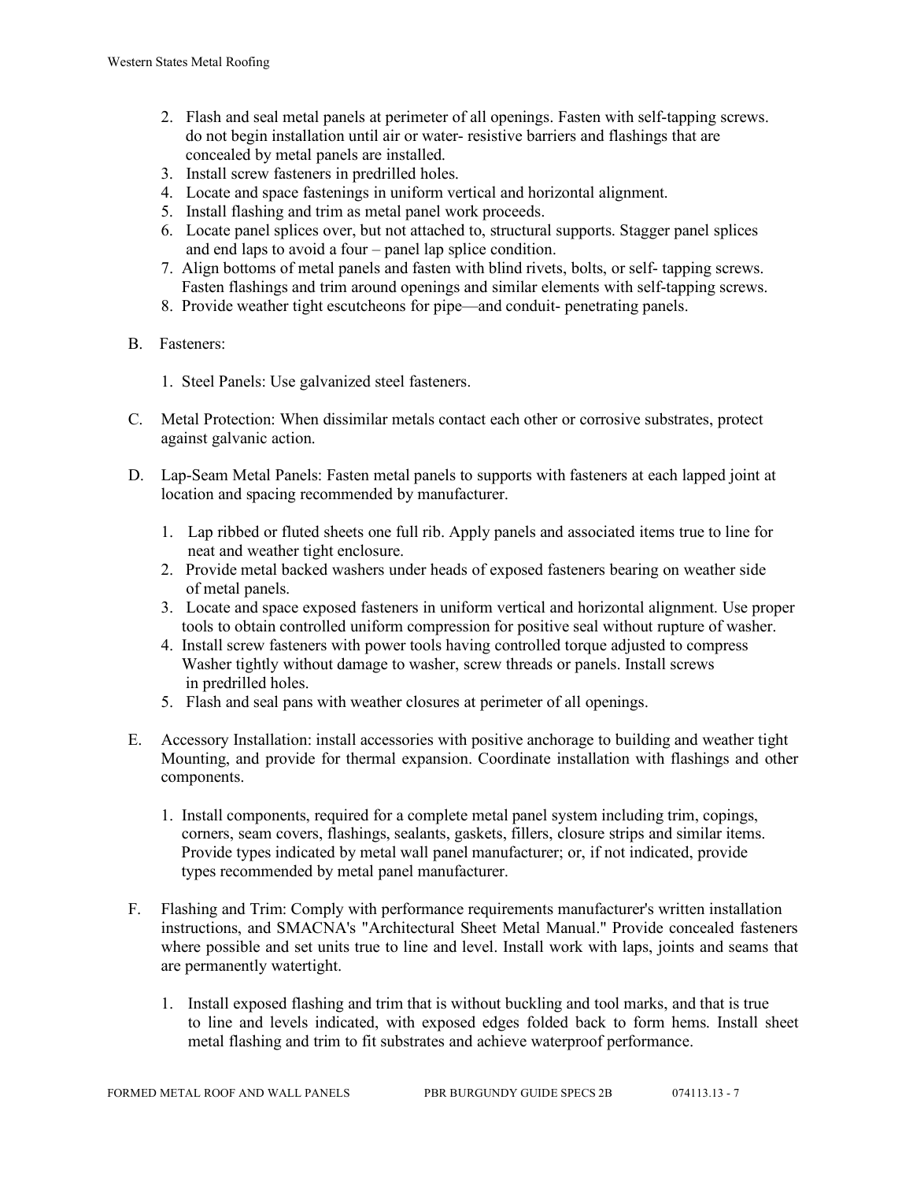2. Flash and seal metal panels at perimeter of all openings. Fasten with self-tapping screws. do not begin installation until air or water- resistive barriers and flashings that are concealed by metal panels are installed.
3. Install screw fasteners in predrilled holes.
4. Locate and space fastenings in uniform vertical and horizontal alignment.
5. Install flashing and trim as metal panel work proceeds.
6. Locate panel splices over, but not attached to, structural supports. Stagger panel splices and end laps to avoid a four – panel lap splice condition.
7. Align bottoms of metal panels and fasten with blind rivets, bolts, or self- tapping screws. Fasten flashings and trim around openings and similar elements with self-tapping screws.
8. Provide weather tight escutcheons for pipe—and conduit- penetrating panels.

B. Fasteners:

1. Steel Panels: Use galvanized steel fasteners.

C. Metal Protection: When dissimilar metals contact each other or corrosive substrates, protect against galvanic action.

D. Lap-Seam Metal Panels: Fasten metal panels to supports with fasteners at each lapped joint at location and spacing recommended by manufacturer.

1. Lap ribbed or fluted sheets one full rib. Apply panels and associated items true to line for neat and weather tight enclosure.
2. Provide metal backed washers under heads of exposed fasteners bearing on weather side of metal panels.
3. Locate and space exposed fasteners in uniform vertical and horizontal alignment. Use proper tools to obtain controlled uniform compression for positive seal without rupture of washer.
4. Install screw fasteners with power tools having controlled torque adjusted to compress Washer tightly without damage to washer, screw threads or panels. Install screws in predrilled holes.
5. Flash and seal pans with weather closures at perimeter of all openings.

E. Accessory Installation: install accessories with positive anchorage to building and weather tight Mounting, and provide for thermal expansion. Coordinate installation with flashings and other components.

1. Install components, required for a complete metal panel system including trim, copings, corners, seam covers, flashings, sealants, gaskets, fillers, closure strips and similar items. Provide types indicated by metal wall panel manufacturer; or, if not indicated, provide types recommended by metal panel manufacturer.

F. Flashing and Trim: Comply with performance requirements manufacturer's written installation instructions, and SMACNA's "Architectural Sheet Metal Manual." Provide concealed fasteners where possible and set units true to line and level. Install work with laps, joints and seams that are permanently watertight.

1. Install exposed flashing and trim that is without buckling and tool marks, and that is true to line and levels indicated, with exposed edges folded back to form hems. Install sheet metal flashing and trim to fit substrates and achieve waterproof performance.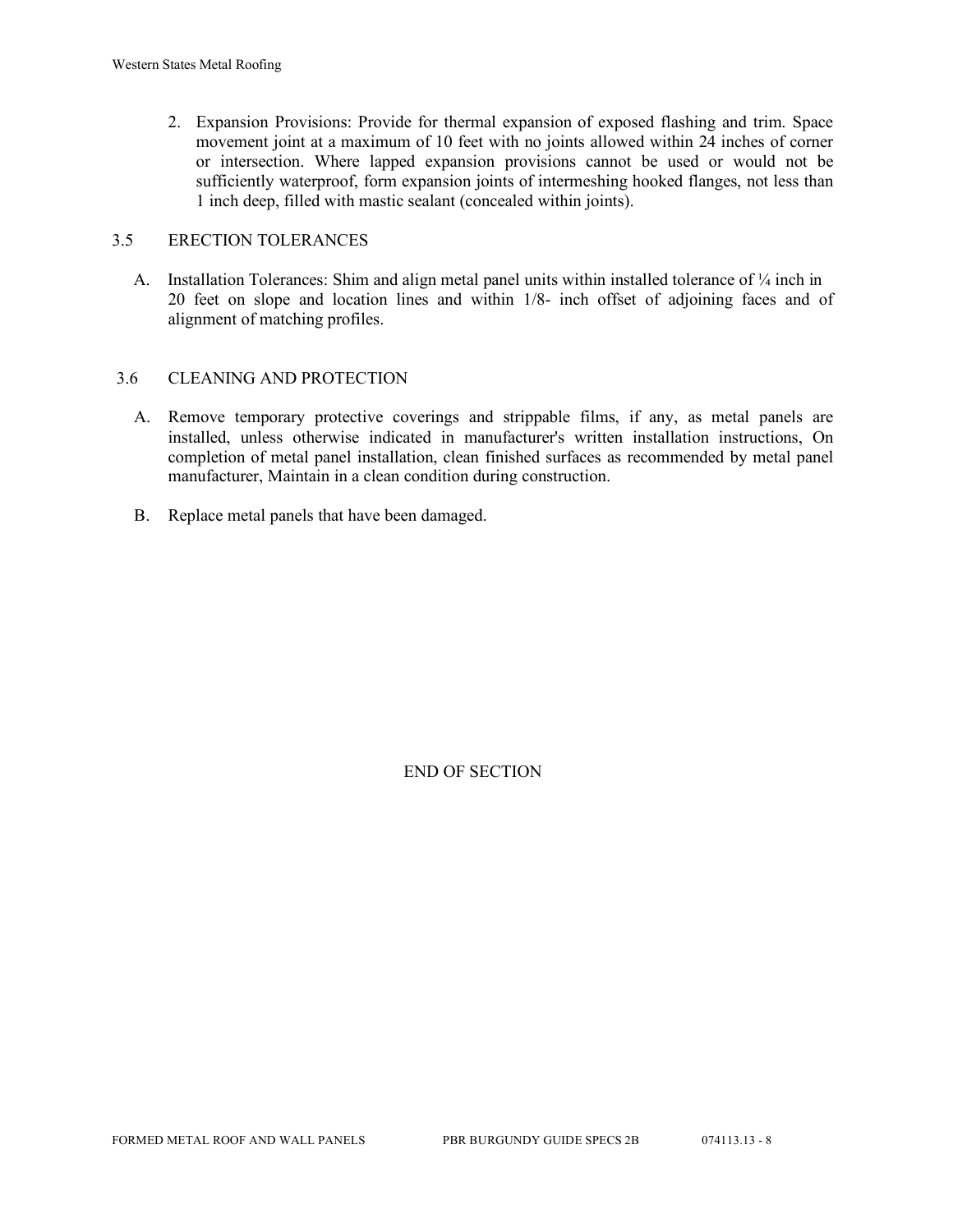2. Expansion Provisions: Provide for thermal expansion of exposed flashing and trim. Space movement joint at a maximum of 10 feet with no joints allowed within 24 inches of corner or intersection. Where lapped expansion provisions cannot be used or would not be sufficiently waterproof, form expansion joints of intermeshing hooked flanges, not less than 1 inch deep, filled with mastic sealant (concealed within joints).

## 3.5 ERECTION TOLERANCES

A. Installation Tolerances: Shim and align metal panel units within installed tolerance of ¼ inch in 20 feet on slope and location lines and within 1/8- inch offset of adjoining faces and of alignment of matching profiles.

## 3.6 CLEANING AND PROTECTION

A. Remove temporary protective coverings and strippable films, if any, as metal panels are installed, unless otherwise indicated in manufacturer's written installation instructions, On completion of metal panel installation, clean finished surfaces as recommended by metal panel manufacturer, Maintain in a clean condition during construction.

B. Replace metal panels that have been damaged.

END OF SECTION